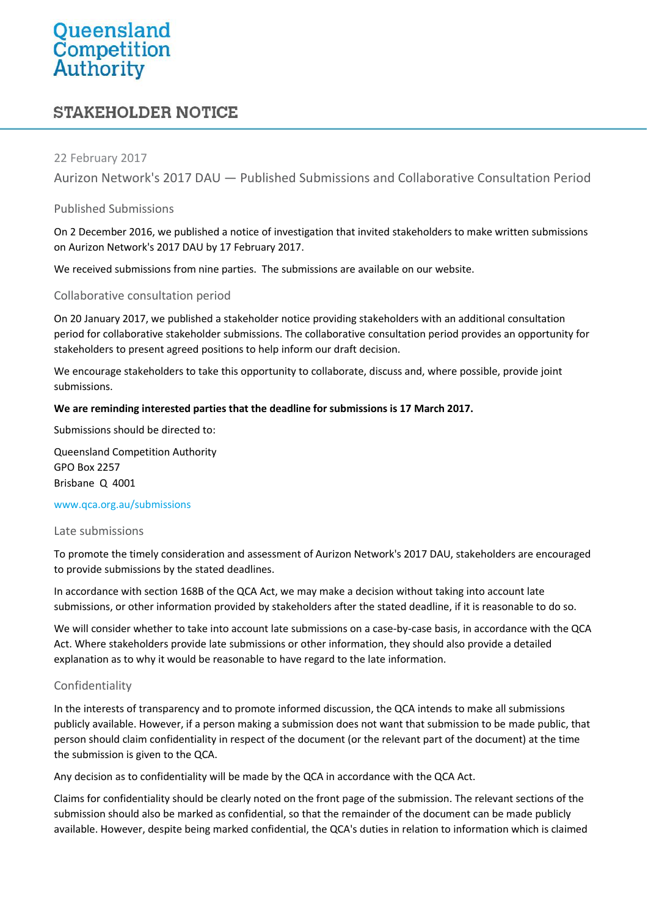# Queensland Competition Authority

## STAKEHOLDER NOTICE

22 February 2017

Aurizon Network's 2017 DAU — Published Submissions and Collaborative Consultation Period

### Published Submissions

On 2 December 2016, we published a notice of investigation that invited stakeholders to make written submissions on Aurizon Network's 2017 DAU by 17 February 2017.

We received submissions from nine parties. The submissions are available on our website.

### Collaborative consultation period

On 20 January 2017, we published a stakeholder notice providing stakeholders with an additional consultation period for collaborative stakeholder submissions. The collaborative consultation period provides an opportunity for stakeholders to present agreed positions to help inform our draft decision.

We encourage stakeholders to take this opportunity to collaborate, discuss and, where possible, provide joint submissions.

**We are reminding interested parties that the deadline for submissions is 17 March 2017.**

Submissions should be directed to:

Queensland Competition Authority
GPO Box 2257
Brisbane Q 4001

www.qca.org.au/submissions

### Late submissions

To promote the timely consideration and assessment of Aurizon Network's 2017 DAU, stakeholders are encouraged to provide submissions by the stated deadlines.

In accordance with section 168B of the QCA Act, we may make a decision without taking into account late submissions, or other information provided by stakeholders after the stated deadline, if it is reasonable to do so.

We will consider whether to take into account late submissions on a case-by-case basis, in accordance with the QCA Act. Where stakeholders provide late submissions or other information, they should also provide a detailed explanation as to why it would be reasonable to have regard to the late information.

### Confidentiality

In the interests of transparency and to promote informed discussion, the QCA intends to make all submissions publicly available. However, if a person making a submission does not want that submission to be made public, that person should claim confidentiality in respect of the document (or the relevant part of the document) at the time the submission is given to the QCA.

Any decision as to confidentiality will be made by the QCA in accordance with the QCA Act.

Claims for confidentiality should be clearly noted on the front page of the submission. The relevant sections of the submission should also be marked as confidential, so that the remainder of the document can be made publicly available. However, despite being marked confidential, the QCA's duties in relation to information which is claimed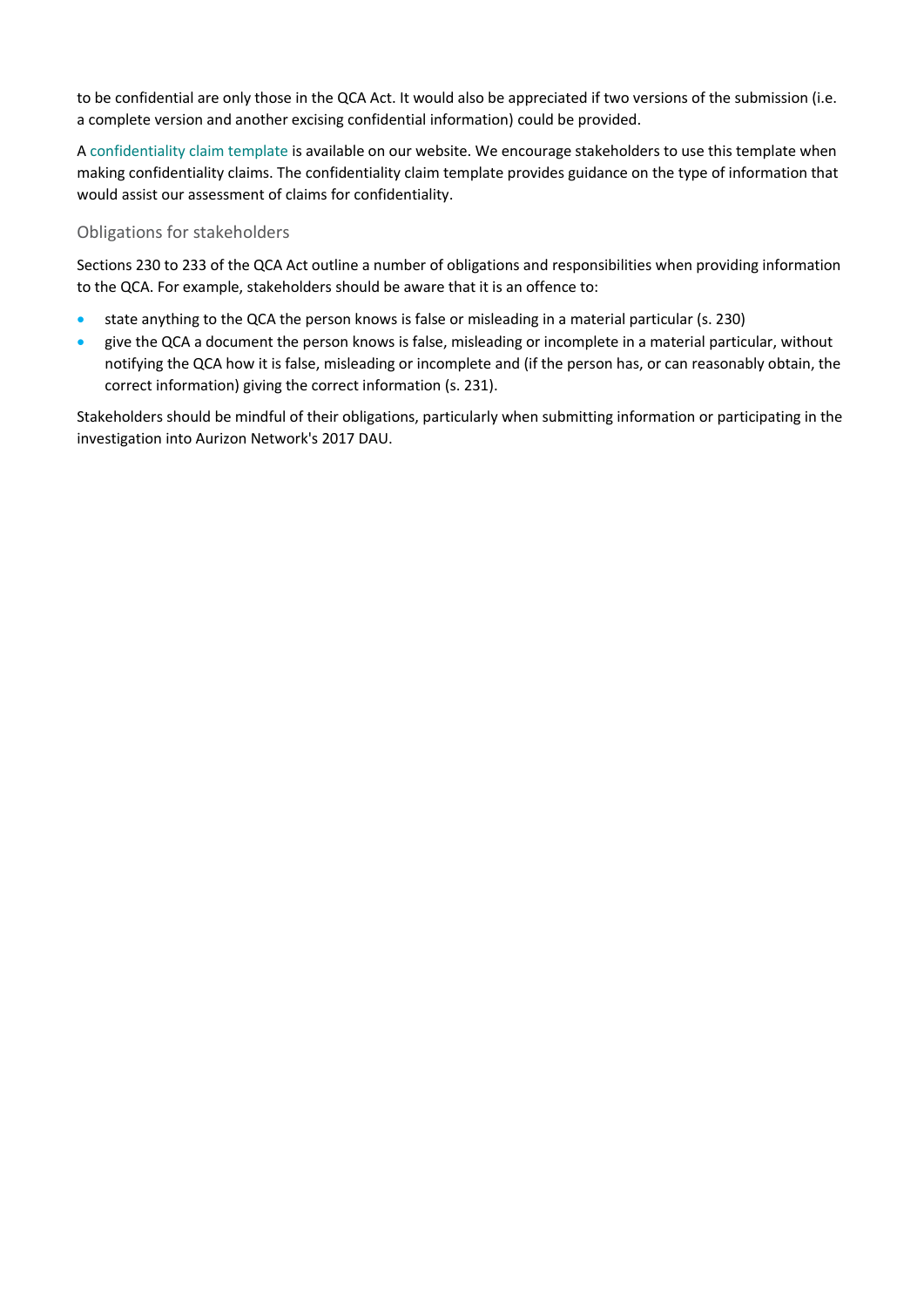to be confidential are only those in the QCA Act. It would also be appreciated if two versions of the submission (i.e. a complete version and another excising confidential information) could be provided.

A confidentiality claim template is available on our website. We encourage stakeholders to use this template when making confidentiality claims. The confidentiality claim template provides guidance on the type of information that would assist our assessment of claims for confidentiality.

### Obligations for stakeholders

Sections 230 to 233 of the QCA Act outline a number of obligations and responsibilities when providing information to the QCA. For example, stakeholders should be aware that it is an offence to:

- state anything to the QCA the person knows is false or misleading in a material particular (s. 230)
- give the QCA a document the person knows is false, misleading or incomplete in a material particular, without notifying the QCA how it is false, misleading or incomplete and (if the person has, or can reasonably obtain, the correct information) giving the correct information (s. 231).

Stakeholders should be mindful of their obligations, particularly when submitting information or participating in the investigation into Aurizon Network's 2017 DAU.